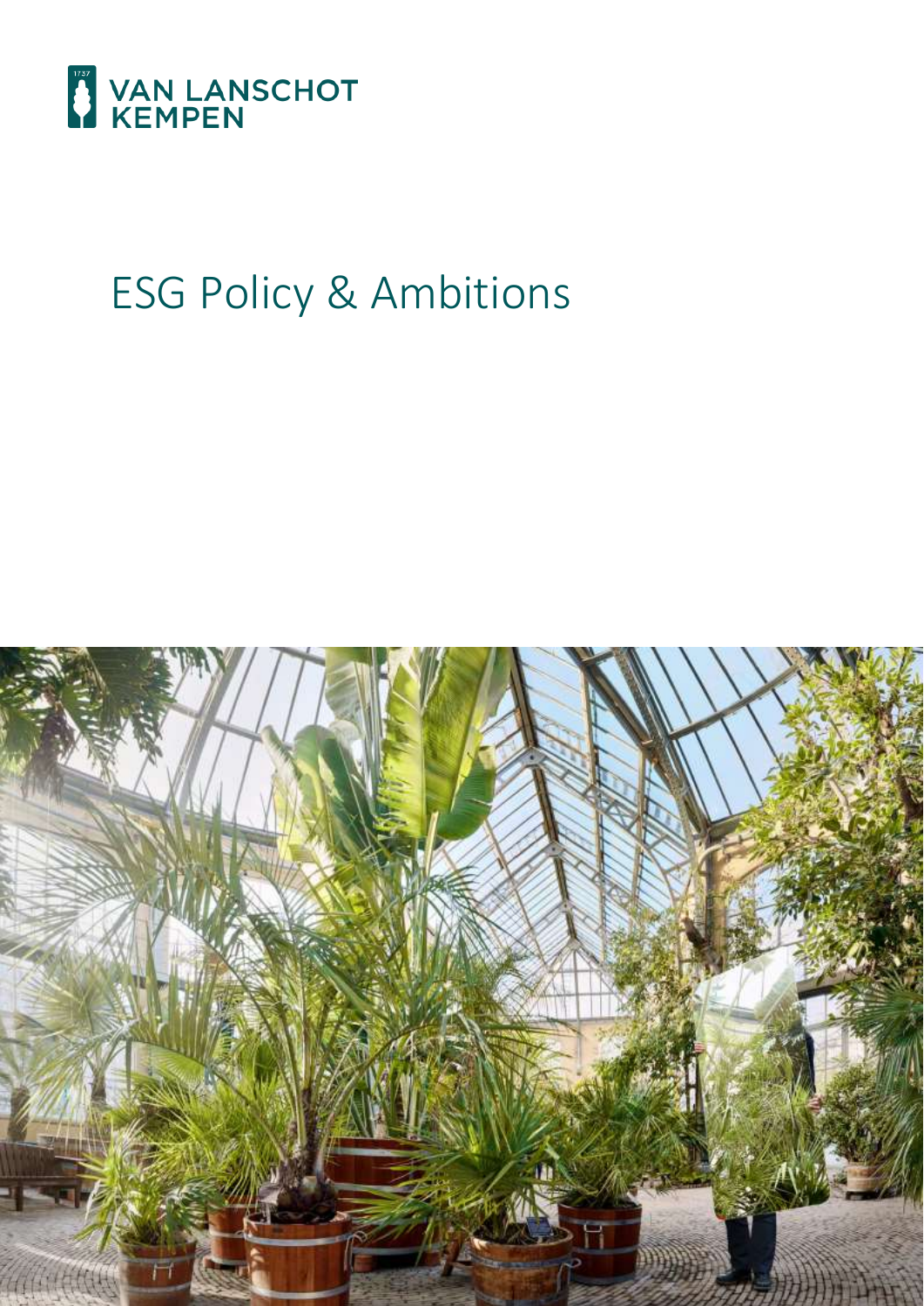VAN LANSCHOT KEMPEN

# ESG Policy & Ambitions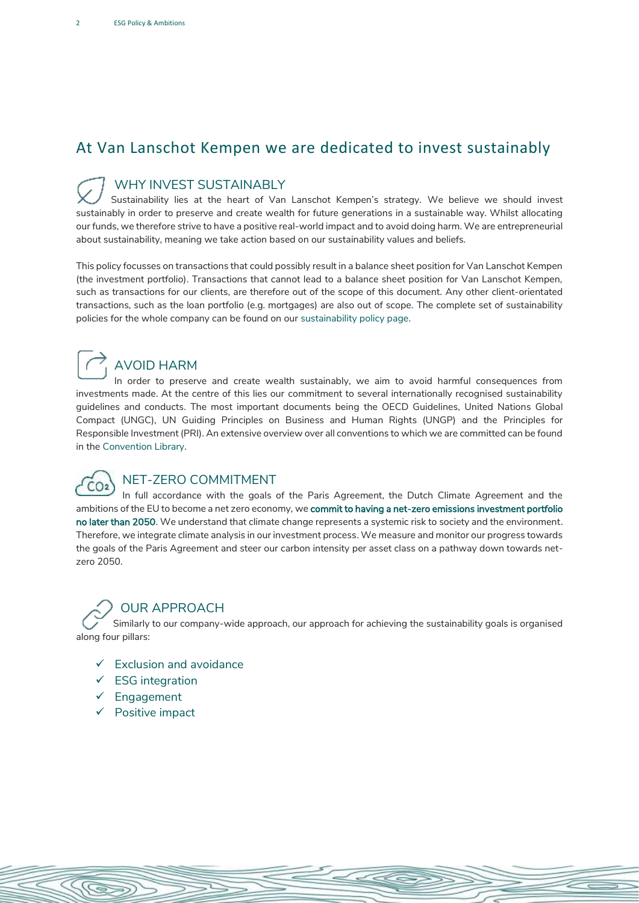# At Van Lanschot Kempen we are dedicated to invest sustainably

## WHY INVEST SUSTAINABLY

Sustainability lies at the heart of Van Lanschot Kempen's strategy. We believe we should invest sustainably in order to preserve and create wealth for future generations in a sustainable way. Whilst allocating our funds, we therefore strive to have a positive real-world impact and to avoid doing harm. We are entrepreneurial about sustainability, meaning we take action based on our sustainability values and beliefs.

This policy focusses on transactions that could possibly result in a balance sheet position for Van Lanschot Kempen (the investment portfolio). Transactions that cannot lead to a balance sheet position for Van Lanschot Kempen, such as transactions for our clients, are therefore out of the scope of this document. Any other client-orientated transactions, such as the loan portfolio (e.g. mortgages) are also out of scope. The complete set of sustainability policies for the whole company can be found on our sustainability policy page.

## AVOID HARM

In order to preserve and create wealth sustainably, we aim to avoid harmful consequences from investments made. At the centre of this lies our commitment to several internationally recognised sustainability guidelines and conducts. The most important documents being the OECD Guidelines, United Nations Global Compact (UNGC), UN Guiding Principles on Business and Human Rights (UNGP) and the Principles for Responsible Investment (PRI). An extensive overview over all conventions to which we are committed can be found in the Convention Library.

## NET-ZERO COMMITMENT

In full accordance with the goals of the Paris Agreement, the Dutch Climate Agreement and the ambitions of the EU to become a net zero economy, we **commit to having a net-zero emissions investment portfolio no later than 2050**. We understand that climate change represents a systemic risk to society and the environment. Therefore, we integrate climate analysis in our investment process. We measure and monitor our progress towards the goals of the Paris Agreement and steer our carbon intensity per asset class on a pathway down towards net-zero 2050.

## OUR APPROACH

Similarly to our company-wide approach, our approach for achieving the sustainability goals is organised along four pillars:

- ✓ Exclusion and avoidance
- ✓ ESG integration
- ✓ Engagement
- ✓ Positive impact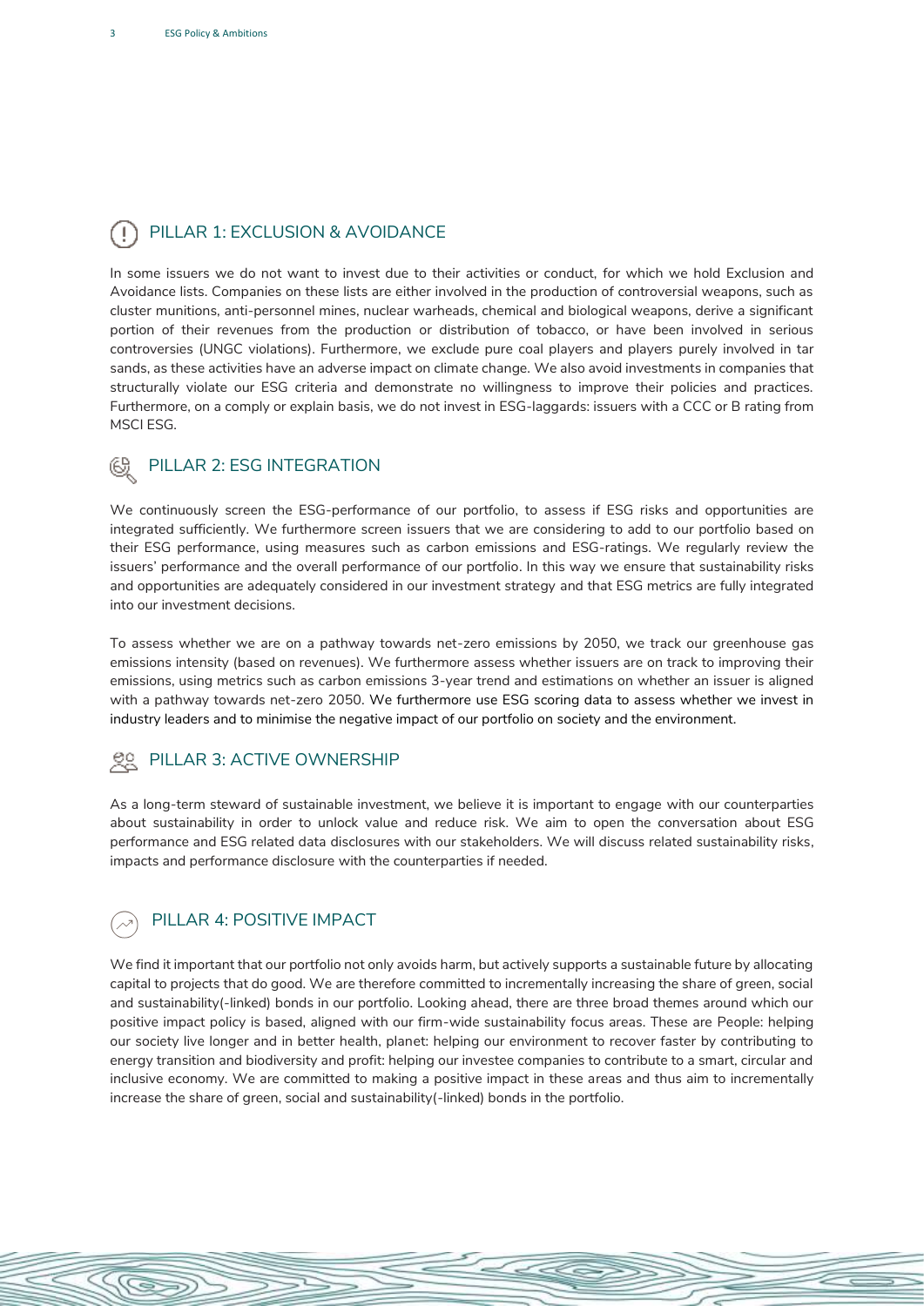## PILLAR 1: EXCLUSION & AVOIDANCE

In some issuers we do not want to invest due to their activities or conduct, for which we hold Exclusion and Avoidance lists. Companies on these lists are either involved in the production of controversial weapons, such as cluster munitions, anti-personnel mines, nuclear warheads, chemical and biological weapons, derive a significant portion of their revenues from the production or distribution of tobacco, or have been involved in serious controversies (UNGC violations). Furthermore, we exclude pure coal players and players purely involved in tar sands, as these activities have an adverse impact on climate change. We also avoid investments in companies that structurally violate our ESG criteria and demonstrate no willingness to improve their policies and practices. Furthermore, on a comply or explain basis, we do not invest in ESG-laggards: issuers with a CCC or B rating from MSCI ESG.

## PILLAR 2: ESG INTEGRATION

We continuously screen the ESG-performance of our portfolio, to assess if ESG risks and opportunities are integrated sufficiently. We furthermore screen issuers that we are considering to add to our portfolio based on their ESG performance, using measures such as carbon emissions and ESG-ratings. We regularly review the issuers' performance and the overall performance of our portfolio. In this way we ensure that sustainability risks and opportunities are adequately considered in our investment strategy and that ESG metrics are fully integrated into our investment decisions.

To assess whether we are on a pathway towards net-zero emissions by 2050, we track our greenhouse gas emissions intensity (based on revenues). We furthermore assess whether issuers are on track to improving their emissions, using metrics such as carbon emissions 3-year trend and estimations on whether an issuer is aligned with a pathway towards net-zero 2050. We furthermore use ESG scoring data to assess whether we invest in industry leaders and to minimise the negative impact of our portfolio on society and the environment.

## PILLAR 3: ACTIVE OWNERSHIP

As a long-term steward of sustainable investment, we believe it is important to engage with our counterparties about sustainability in order to unlock value and reduce risk. We aim to open the conversation about ESG performance and ESG related data disclosures with our stakeholders. We will discuss related sustainability risks, impacts and performance disclosure with the counterparties if needed.

## PILLAR 4: POSITIVE IMPACT

We find it important that our portfolio not only avoids harm, but actively supports a sustainable future by allocating capital to projects that do good. We are therefore committed to incrementally increasing the share of green, social and sustainability(-linked) bonds in our portfolio. Looking ahead, there are three broad themes around which our positive impact policy is based, aligned with our firm-wide sustainability focus areas. These are People: helping our society live longer and in better health, planet: helping our environment to recover faster by contributing to energy transition and biodiversity and profit: helping our investee companies to contribute to a smart, circular and inclusive economy. We are committed to making a positive impact in these areas and thus aim to incrementally increase the share of green, social and sustainability(-linked) bonds in the portfolio.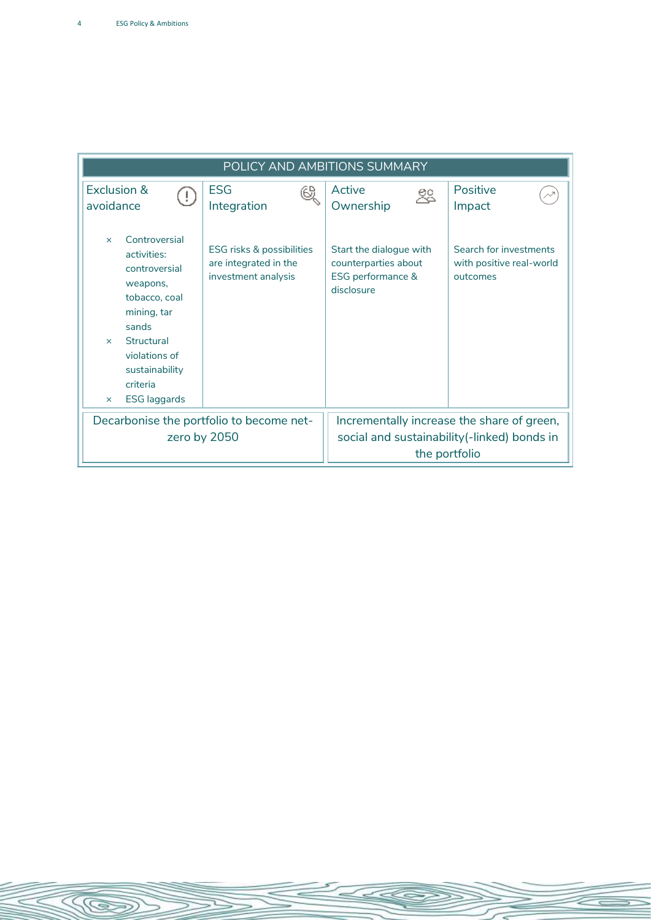| POLICY AND AMBITIONS SUMMARY | | | |
|---|---|---|---|
| Exclusion & avoidance | ESG Integration | Active Ownership | Positive Impact |
| × Controversial activities: controversial weapons, tobacco, coal mining, tar sands<br>× Structural violations of sustainability criteria<br>× ESG laggards | ESG risks & possibilities are integrated in the investment analysis | Start the dialogue with counterparties about ESG performance & disclosure | Search for investments with positive real-world outcomes |
| Decarbonise the portfolio to become net-zero by 2050 | | Incrementally increase the share of green, social and sustainability(-linked) bonds in the portfolio | |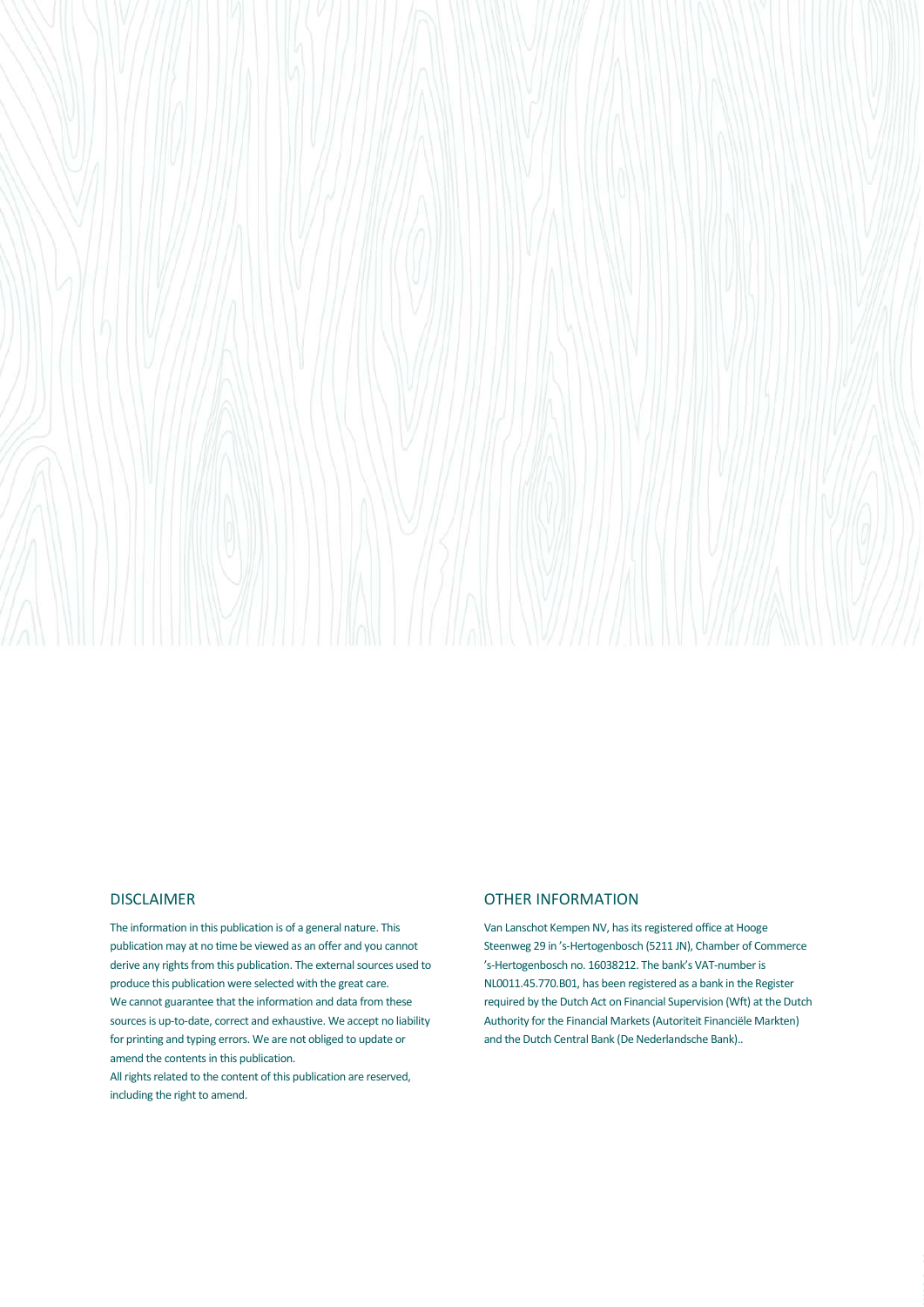## DISCLAIMER

The information in this publication is of a general nature. This publication may at no time be viewed as an offer and you cannot derive any rights from this publication. The external sources used to produce this publication were selected with the great care.
We cannot guarantee that the information and data from these sources is up-to-date, correct and exhaustive. We accept no liability for printing and typing errors. We are not obliged to update or amend the contents in this publication.
All rights related to the content of this publication are reserved, including the right to amend.

## OTHER INFORMATION

Van Lanschot Kempen NV, has its registered office at Hooge Steenweg 29 in 's-Hertogenbosch (5211 JN), Chamber of Commerce 's-Hertogenbosch no. 16038212. The bank's VAT-number is NL0011.45.770.B01, has been registered as a bank in the Register required by the Dutch Act on Financial Supervision (Wft) at the Dutch Authority for the Financial Markets (Autoriteit Financiële Markten) and the Dutch Central Bank (De Nederlandsche Bank)..